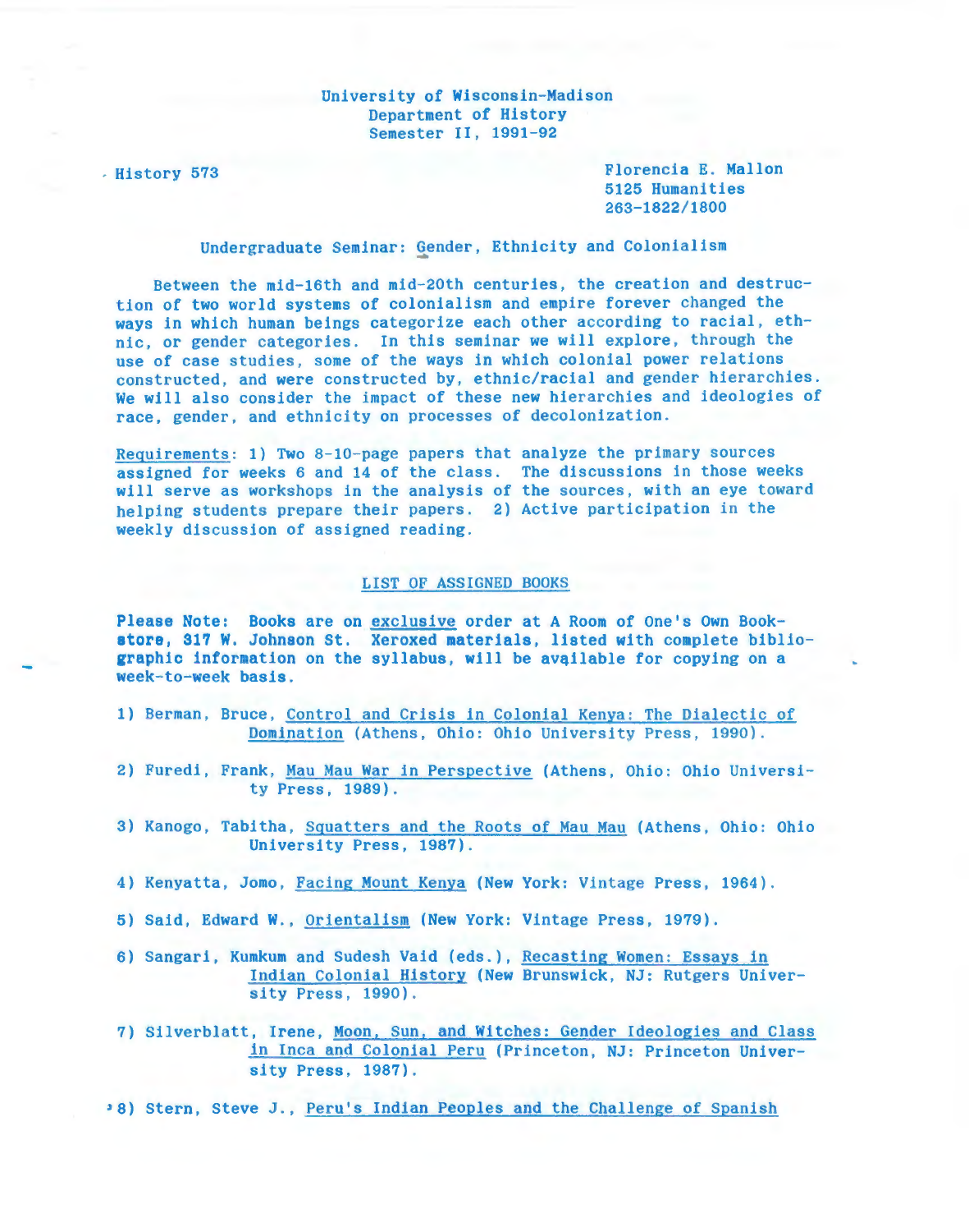University of Wisconsin-Madison
Department of History
Semester II, 1991-92

History 573

Florencia E. Mallon
5125 Humanities
263-1822/1800

## Undergraduate Seminar: Gender, Ethnicity and Colonialism

Between the mid-16th and mid-20th centuries, the creation and destruction of two world systems of colonialism and empire forever changed the ways in which human beings categorize each other according to racial, ethnic, or gender categories. In this seminar we will explore, through the use of case studies, some of the ways in which colonial power relations constructed, and were constructed by, ethnic/racial and gender hierarchies. We will also consider the impact of these new hierarchies and ideologies of race, gender, and ethnicity on processes of decolonization.

Requirements: 1) Two 8-10-page papers that analyze the primary sources assigned for weeks 6 and 14 of the class. The discussions in those weeks will serve as workshops in the analysis of the sources, with an eye toward helping students prepare their papers. 2) Active participation in the weekly discussion of assigned reading.

### LIST OF ASSIGNED BOOKS

**Please Note: Books are on exclusive order at A Room of One's Own Bookstore, 317 W. Johnson St. Xeroxed materials, listed with complete bibliographic information on the syllabus, will be available for copying on a week-to-week basis.**

1) Berman, Bruce, Control and Crisis in Colonial Kenya: The Dialectic of Domination (Athens, Ohio: Ohio University Press, 1990).

2) Furedi, Frank, Mau Mau War in Perspective (Athens, Ohio: Ohio University Press, 1989).

3) Kanogo, Tabitha, Squatters and the Roots of Mau Mau (Athens, Ohio: Ohio University Press, 1987).

4) Kenyatta, Jomo, Facing Mount Kenya (New York: Vintage Press, 1964).

5) Said, Edward W., Orientalism (New York: Vintage Press, 1979).

6) Sangari, Kumkum and Sudesh Vaid (eds.), Recasting Women: Essays in Indian Colonial History (New Brunswick, NJ: Rutgers University Press, 1990).

7) Silverblatt, Irene, Moon, Sun, and Witches: Gender Ideologies and Class in Inca and Colonial Peru (Princeton, NJ: Princeton University Press, 1987).

8) Stern, Steve J., Peru's Indian Peoples and the Challenge of Spanish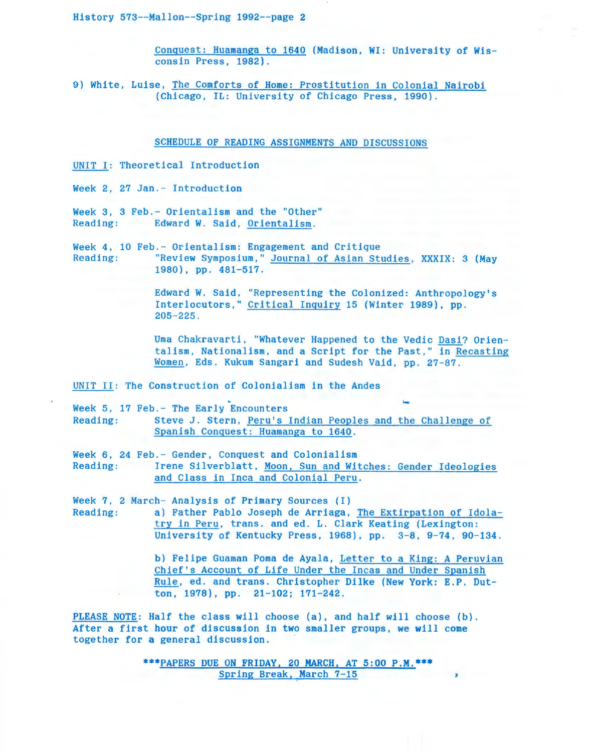Conquest: Huamanga to 1640 (Madison, WI: University of Wisconsin Press, 1982).

9) White, Luise, The Comforts of Home: Prostitution in Colonial Nairobi (Chicago, IL: University of Chicago Press, 1990).

## SCHEDULE OF READING ASSIGNMENTS AND DISCUSSIONS

### UNIT I: Theoretical Introduction

Week 2, 27 Jan.- Introduction

Week 3, 3 Feb.- Orientalism and the "Other"
Reading: Edward W. Said, Orientalism.

Week 4, 10 Feb.- Orientalism: Engagement and Critique
Reading: "Review Symposium," Journal of Asian Studies, XXXIX: 3 (May 1980), pp. 481-517.

Edward W. Said, "Representing the Colonized: Anthropology's Interlocutors," Critical Inquiry 15 (Winter 1989), pp. 205-225.

Uma Chakravarti, "Whatever Happened to the Vedic Dasi? Orientalism, Nationalism, and a Script for the Past," in Recasting Women, Eds. Kukum Sangari and Sudesh Vaid, pp. 27-87.

### UNIT II: The Construction of Colonialism in the Andes

Week 5, 17 Feb.- The Early Encounters
Reading: Steve J. Stern, Peru's Indian Peoples and the Challenge of Spanish Conquest: Huamanga to 1640.

Week 6, 24 Feb.- Gender, Conquest and Colonialism
Reading: Irene Silverblatt, Moon, Sun and Witches: Gender Ideologies and Class in Inca and Colonial Peru.

Week 7, 2 March- Analysis of Primary Sources (I)
Reading: a) Father Pablo Joseph de Arriaga, The Extirpation of Idolatry in Peru, trans. and ed. L. Clark Keating (Lexington: University of Kentucky Press, 1968), pp. 3-8, 9-74, 90-134.

b) Felipe Guaman Poma de Ayala, Letter to a King: A Peruvian Chief's Account of Life Under the Incas and Under Spanish Rule, ed. and trans. Christopher Dilke (New York: E.P. Dutton, 1978), pp. 21-102; 171-242.

PLEASE NOTE: Half the class will choose (a), and half will choose (b). After a first hour of discussion in two smaller groups, we will come together for a general discussion.

***PAPERS DUE ON FRIDAY, 20 MARCH, AT 5:00 P.M.***
Spring Break, March 7-15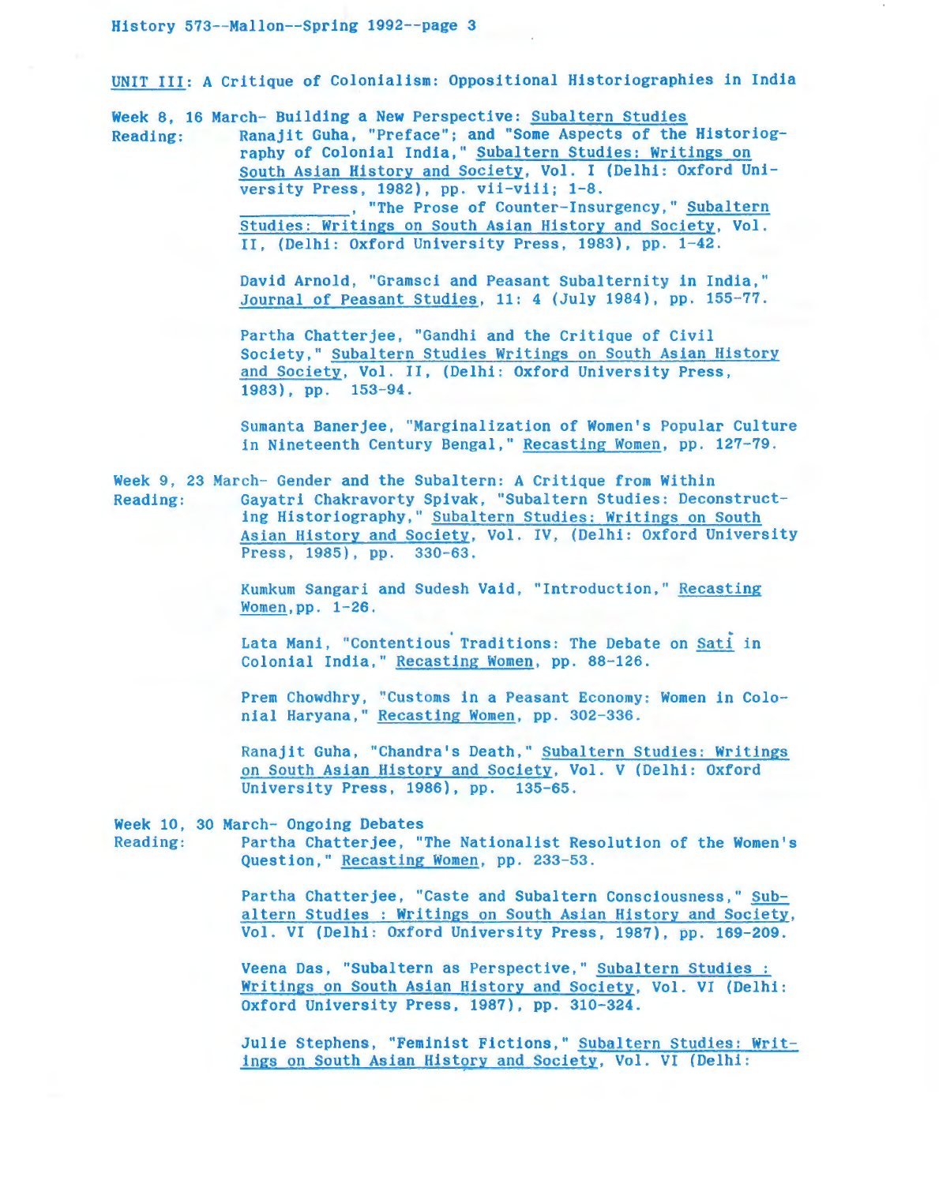## UNIT III: A Critique of Colonialism: Oppositional Historiographies in India

**Week 8, 16 March- Building a New Perspective: Subaltern Studies**

Reading:

Ranajit Guha, "Preface"; and "Some Aspects of the Historiography of Colonial India," Subaltern Studies: Writings on South Asian History and Society, Vol. I (Delhi: Oxford University Press, 1982), pp. vii-viii; 1-8.

__________, "The Prose of Counter-Insurgency," Subaltern Studies: Writings on South Asian History and Society, Vol. II, (Delhi: Oxford University Press, 1983), pp. 1-42.

David Arnold, "Gramsci and Peasant Subalternity in India," Journal of Peasant Studies, 11: 4 (July 1984), pp. 155-77.

Partha Chatterjee, "Gandhi and the Critique of Civil Society," Subaltern Studies Writings on South Asian History and Society, Vol. II, (Delhi: Oxford University Press, 1983), pp. 153-94.

Sumanta Banerjee, "Marginalization of Women's Popular Culture in Nineteenth Century Bengal," Recasting Women, pp. 127-79.

**Week 9, 23 March- Gender and the Subaltern: A Critique from Within**

Reading:

Gayatri Chakravorty Spivak, "Subaltern Studies: Deconstructing Historiography," Subaltern Studies: Writings on South Asian History and Society, Vol. IV, (Delhi: Oxford University Press, 1985), pp. 330-63.

Kumkum Sangari and Sudesh Vaid, "Introduction," Recasting Women, pp. 1-26.

Lata Mani, "Contentious Traditions: The Debate on Sati in Colonial India," Recasting Women, pp. 88-126.

Prem Chowdhry, "Customs in a Peasant Economy: Women in Colonial Haryana," Recasting Women, pp. 302-336.

Ranajit Guha, "Chandra's Death," Subaltern Studies: Writings on South Asian History and Society, Vol. V (Delhi: Oxford University Press, 1986), pp. 135-65.

**Week 10, 30 March- Ongoing Debates**

Reading:

Partha Chatterjee, "The Nationalist Resolution of the Women's Question," Recasting Women, pp. 233-53.

Partha Chatterjee, "Caste and Subaltern Consciousness," Subaltern Studies : Writings on South Asian History and Society, Vol. VI (Delhi: Oxford University Press, 1987), pp. 169-209.

Veena Das, "Subaltern as Perspective," Subaltern Studies : Writings on South Asian History and Society, Vol. VI (Delhi: Oxford University Press, 1987), pp. 310-324.

Julie Stephens, "Feminist Fictions," Subaltern Studies: Writings on South Asian History and Society, Vol. VI (Delhi: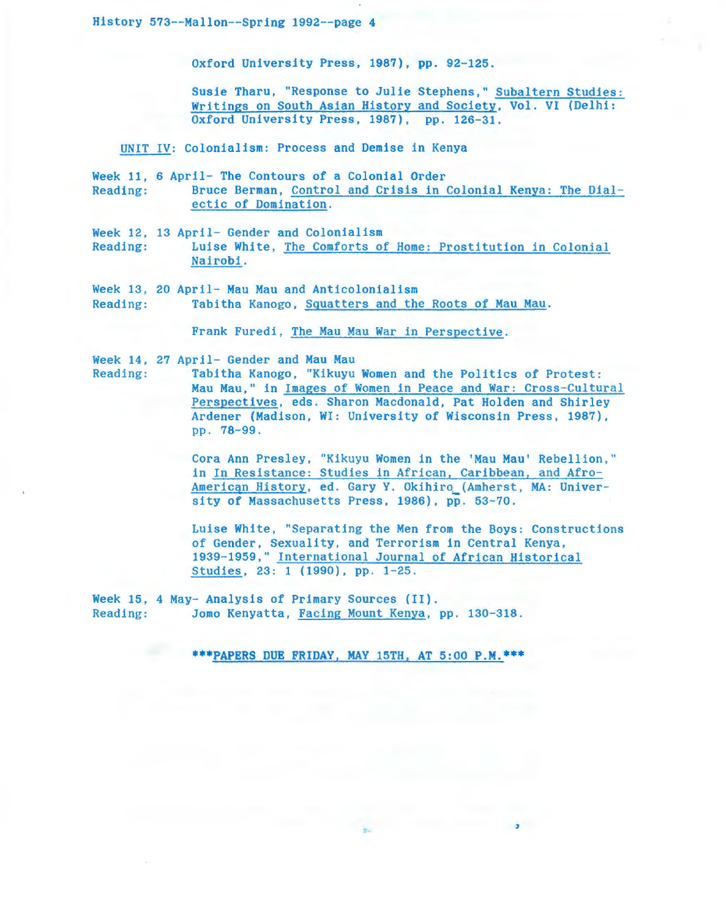Oxford University Press, 1987), pp. 92-125.

Susie Tharu, "Response to Julie Stephens," Subaltern Studies: Writings on South Asian History and Society, Vol. VI (Delhi: Oxford University Press, 1987), pp. 126-31.

UNIT IV: Colonialism: Process and Demise in Kenya

Week 11, 6 April- The Contours of a Colonial Order
Reading: Bruce Berman, Control and Crisis in Colonial Kenya: The Dialectic of Domination.

Week 12, 13 April- Gender and Colonialism
Reading: Luise White, The Comforts of Home: Prostitution in Colonial Nairobi.

Week 13, 20 April- Mau Mau and Anticolonialism
Reading: Tabitha Kanogo, Squatters and the Roots of Mau Mau.

Frank Furedi, The Mau Mau War in Perspective.

Week 14, 27 April- Gender and Mau Mau
Reading: Tabitha Kanogo, "Kikuyu Women and the Politics of Protest: Mau Mau," in Images of Women in Peace and War: Cross-Cultural Perspectives, eds. Sharon Macdonald, Pat Holden and Shirley Ardener (Madison, WI: University of Wisconsin Press, 1987), pp. 78-99.

Cora Ann Presley, "Kikuyu Women in the 'Mau Mau' Rebellion," in In Resistance: Studies in African, Caribbean, and Afro-American History, ed. Gary Y. Okihiro (Amherst, MA: University of Massachusetts Press, 1986), pp. 53-70.

Luise White, "Separating the Men from the Boys: Constructions of Gender, Sexuality, and Terrorism in Central Kenya, 1939-1959," International Journal of African Historical Studies, 23: 1 (1990), pp. 1-25.

Week 15, 4 May- Analysis of Primary Sources (II).
Reading: Jomo Kenyatta, Facing Mount Kenya, pp. 130-318.

***PAPERS DUE FRIDAY, MAY 15TH, AT 5:00 P.M.***